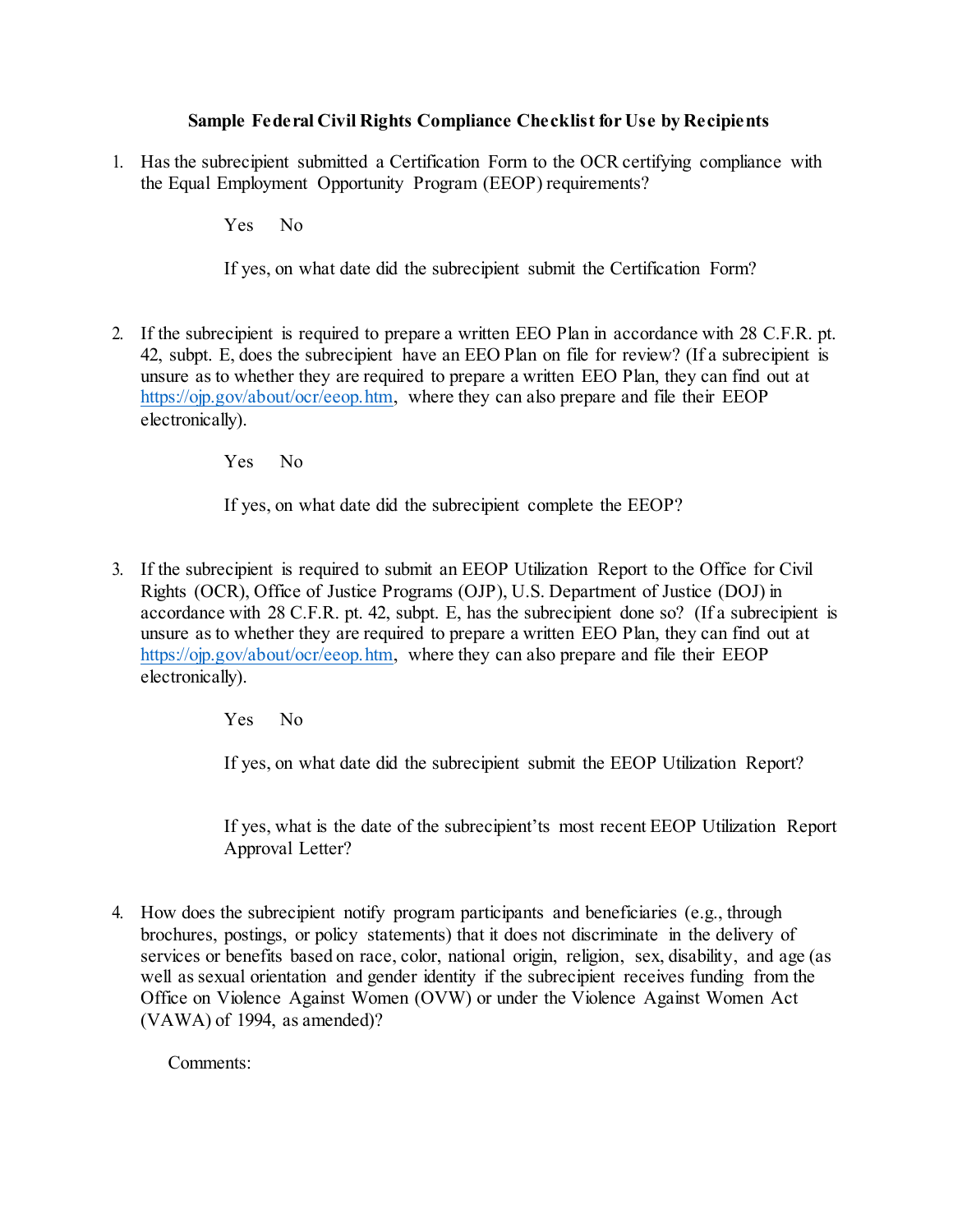**Sample Federal Civil Rights Compliance Checklist for Use by Recipients**

1. Has the subrecipient submitted a Certification Form to the OCR certifying compliance with the Equal Employment Opportunity Program (EEOP) requirements?

   Yes No

   If yes, on what date did the subrecipient submit the Certification Form?

2. If the subrecipient is required to prepare a written EEO Plan in accordance with 28 C.F.R. pt. 42, subpt. E, does the subrecipient have an EEO Plan on file for review? (If a subrecipient is unsure as to whether they are required to prepare a written EEO Plan, they can find out at https://ojp.gov/about/ocr/eeop.htm, where they can also prepare and file their EEOP electronically).

   Yes No

   If yes, on what date did the subrecipient complete the EEOP?

3. If the subrecipient is required to submit an EEOP Utilization Report to the Office for Civil Rights (OCR), Office of Justice Programs (OJP), U.S. Department of Justice (DOJ) in accordance with 28 C.F.R. pt. 42, subpt. E, has the subrecipient done so? (If a subrecipient is unsure as to whether they are required to prepare a written EEO Plan, they can find out at https://ojp.gov/about/ocr/eeop.htm, where they can also prepare and file their EEOP electronically).

   Yes No

   If yes, on what date did the subrecipient submit the EEOP Utilization Report?

   If yes, what is the date of the subrecipient'ts most recent EEOP Utilization Report Approval Letter?

4. How does the subrecipient notify program participants and beneficiaries (e.g., through brochures, postings, or policy statements) that it does not discriminate in the delivery of services or benefits based on race, color, national origin, religion, sex, disability, and age (as well as sexual orientation and gender identity if the subrecipient receives funding from the Office on Violence Against Women (OVW) or under the Violence Against Women Act (VAWA) of 1994, as amended)?

   Comments: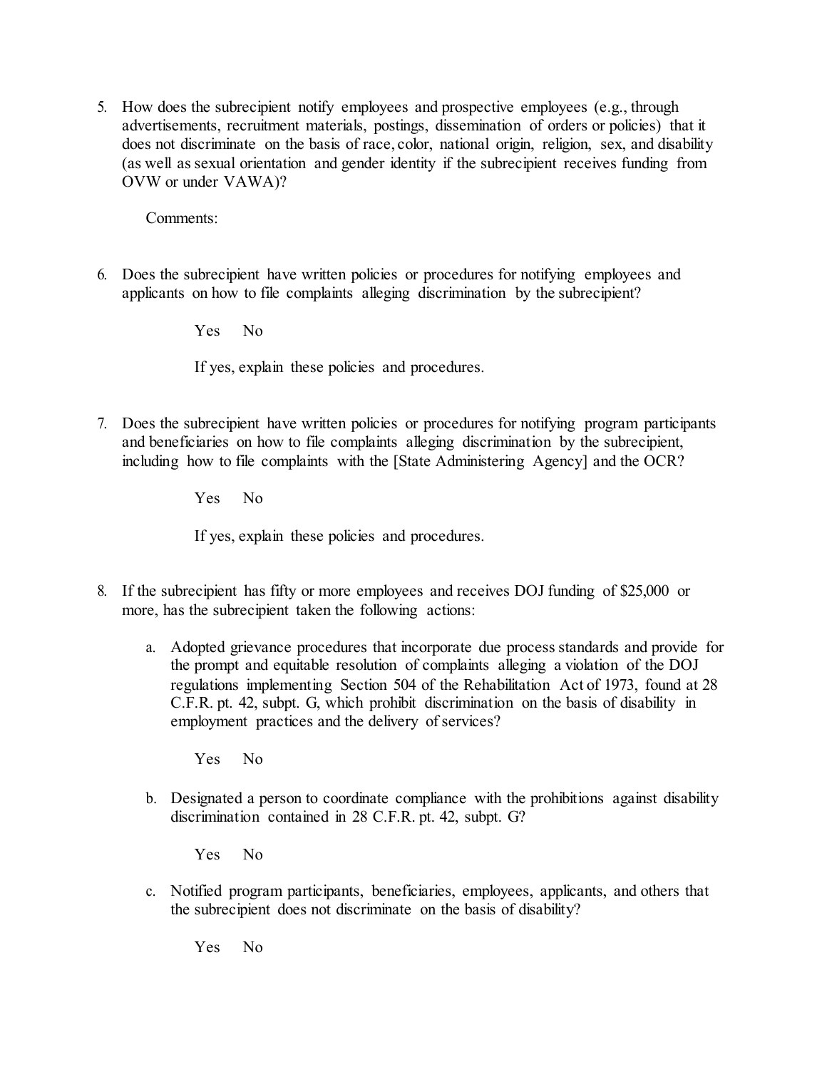5. How does the subrecipient notify employees and prospective employees (e.g., through advertisements, recruitment materials, postings, dissemination of orders or policies) that it does not discriminate on the basis of race, color, national origin, religion, sex, and disability (as well as sexual orientation and gender identity if the subrecipient receives funding from OVW or under VAWA)?

   Comments:

6. Does the subrecipient have written policies or procedures for notifying employees and applicants on how to file complaints alleging discrimination by the subrecipient?

   Yes No

   If yes, explain these policies and procedures.

7. Does the subrecipient have written policies or procedures for notifying program participants and beneficiaries on how to file complaints alleging discrimination by the subrecipient, including how to file complaints with the [State Administering Agency] and the OCR?

   Yes No

   If yes, explain these policies and procedures.

8. If the subrecipient has fifty or more employees and receives DOJ funding of $25,000 or more, has the subrecipient taken the following actions:

   a. Adopted grievance procedures that incorporate due process standards and provide for the prompt and equitable resolution of complaints alleging a violation of the DOJ regulations implementing Section 504 of the Rehabilitation Act of 1973, found at 28 C.F.R. pt. 42, subpt. G, which prohibit discrimination on the basis of disability in employment practices and the delivery of services?

      Yes No

   b. Designated a person to coordinate compliance with the prohibitions against disability discrimination contained in 28 C.F.R. pt. 42, subpt. G?

      Yes No

   c. Notified program participants, beneficiaries, employees, applicants, and others that the subrecipient does not discriminate on the basis of disability?

      Yes No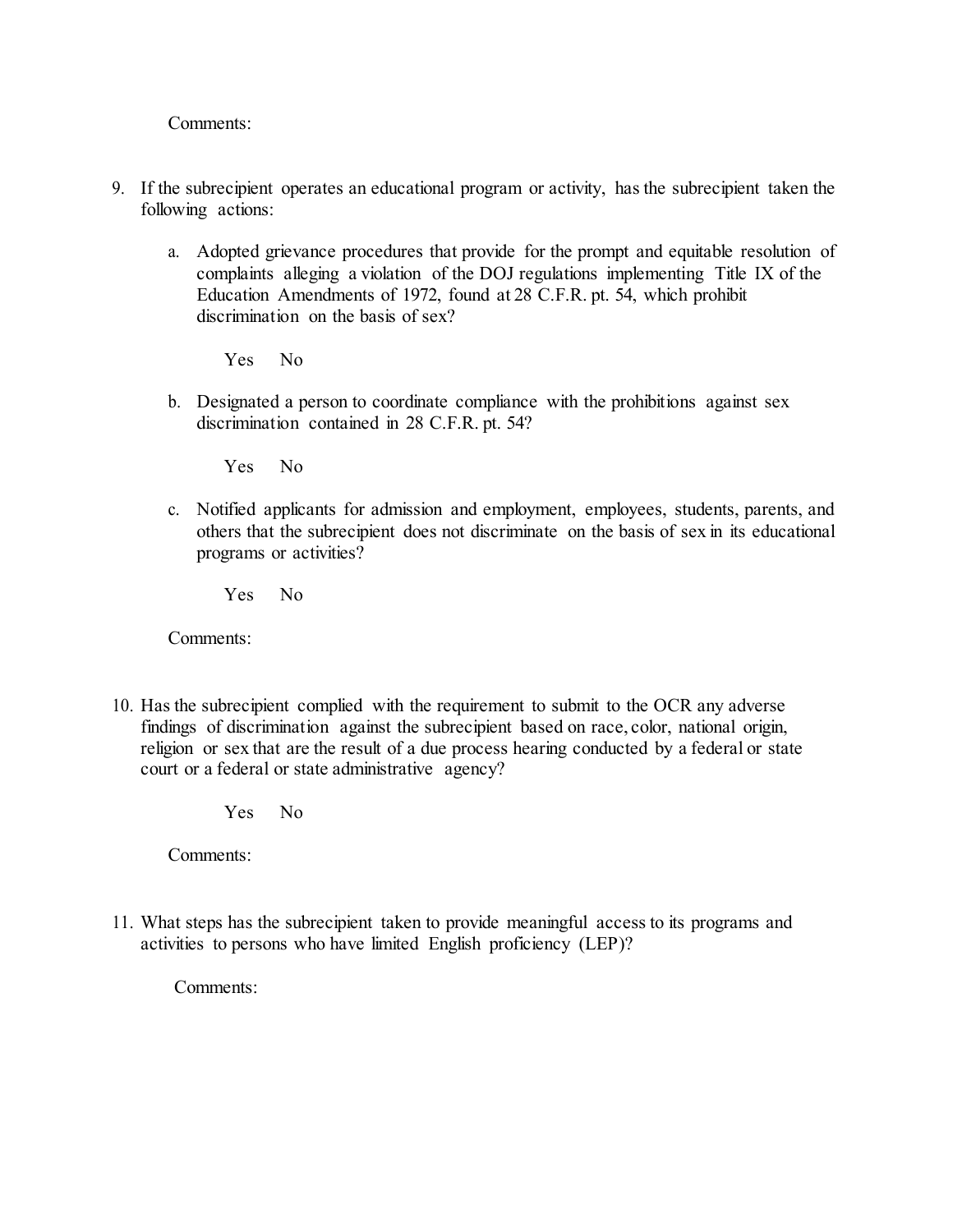Comments:

9. If the subrecipient operates an educational program or activity, has the subrecipient taken the following actions:

   a. Adopted grievance procedures that provide for the prompt and equitable resolution of complaints alleging a violation of the DOJ regulations implementing Title IX of the Education Amendments of 1972, found at 28 C.F.R. pt. 54, which prohibit discrimination on the basis of sex?

      Yes No

   b. Designated a person to coordinate compliance with the prohibitions against sex discrimination contained in 28 C.F.R. pt. 54?

      Yes No

   c. Notified applicants for admission and employment, employees, students, parents, and others that the subrecipient does not discriminate on the basis of sex in its educational programs or activities?

      Yes No

   Comments:

10. Has the subrecipient complied with the requirement to submit to the OCR any adverse findings of discrimination against the subrecipient based on race, color, national origin, religion or sex that are the result of a due process hearing conducted by a federal or state court or a federal or state administrative agency?

    Yes No

    Comments:

11. What steps has the subrecipient taken to provide meaningful access to its programs and activities to persons who have limited English proficiency (LEP)?

    Comments: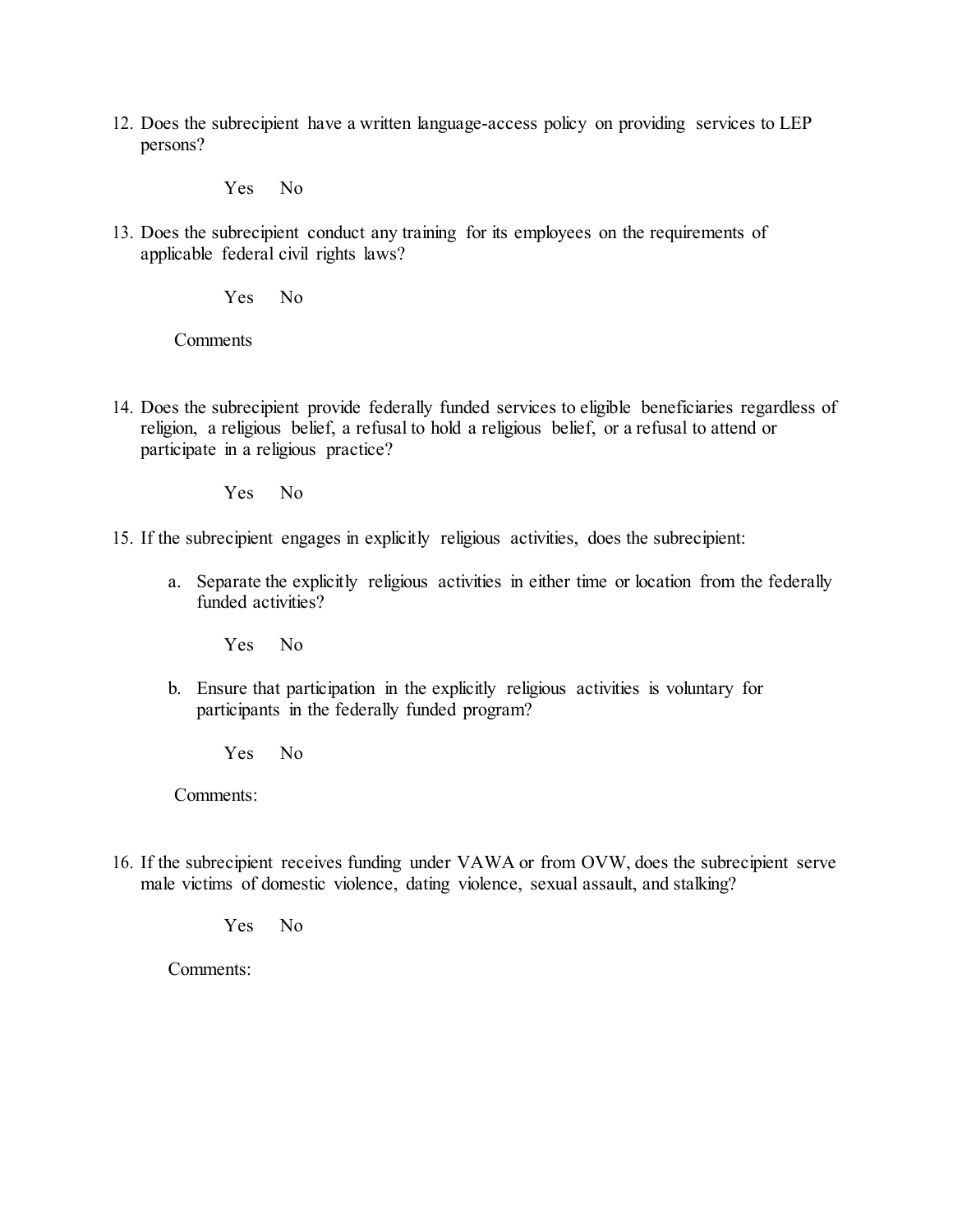12. Does the subrecipient have a written language-access policy on providing services to LEP persons?

    Yes No

13. Does the subrecipient conduct any training for its employees on the requirements of applicable federal civil rights laws?

    Yes No

    Comments

14. Does the subrecipient provide federally funded services to eligible beneficiaries regardless of religion, a religious belief, a refusal to hold a religious belief, or a refusal to attend or participate in a religious practice?

    Yes No

15. If the subrecipient engages in explicitly religious activities, does the subrecipient:

    a. Separate the explicitly religious activities in either time or location from the federally funded activities?

       Yes No

    b. Ensure that participation in the explicitly religious activities is voluntary for participants in the federally funded program?

       Yes No

    Comments:

16. If the subrecipient receives funding under VAWA or from OVW, does the subrecipient serve male victims of domestic violence, dating violence, sexual assault, and stalking?

    Yes No

    Comments: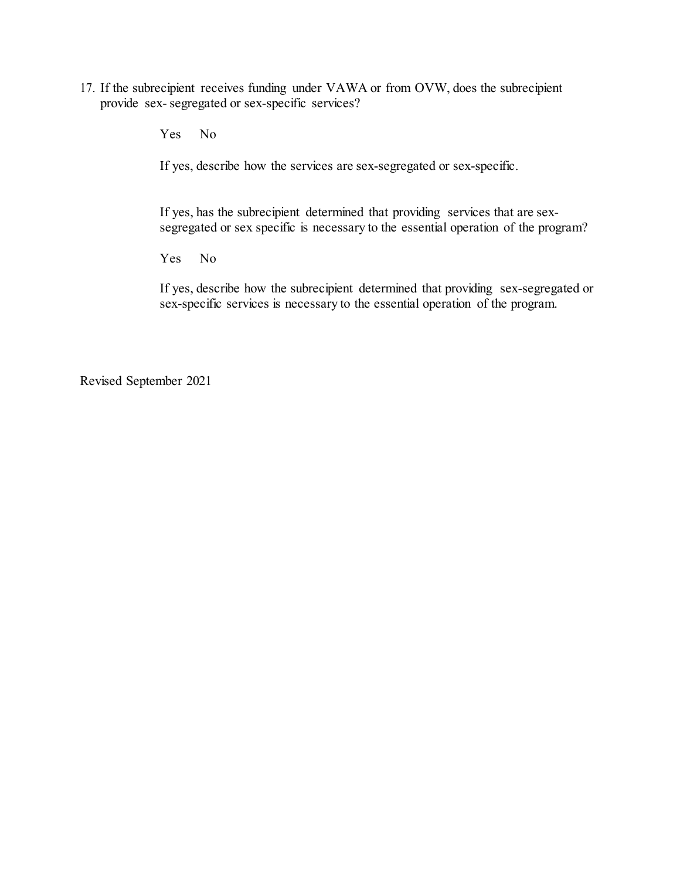17. If the subrecipient receives funding under VAWA or from OVW, does the subrecipient provide sex- segregated or sex-specific services?

    Yes No

    If yes, describe how the services are sex-segregated or sex-specific.

    If yes, has the subrecipient determined that providing services that are sex-segregated or sex specific is necessary to the essential operation of the program?

    Yes No

    If yes, describe how the subrecipient determined that providing sex-segregated or sex-specific services is necessary to the essential operation of the program.

Revised September 2021